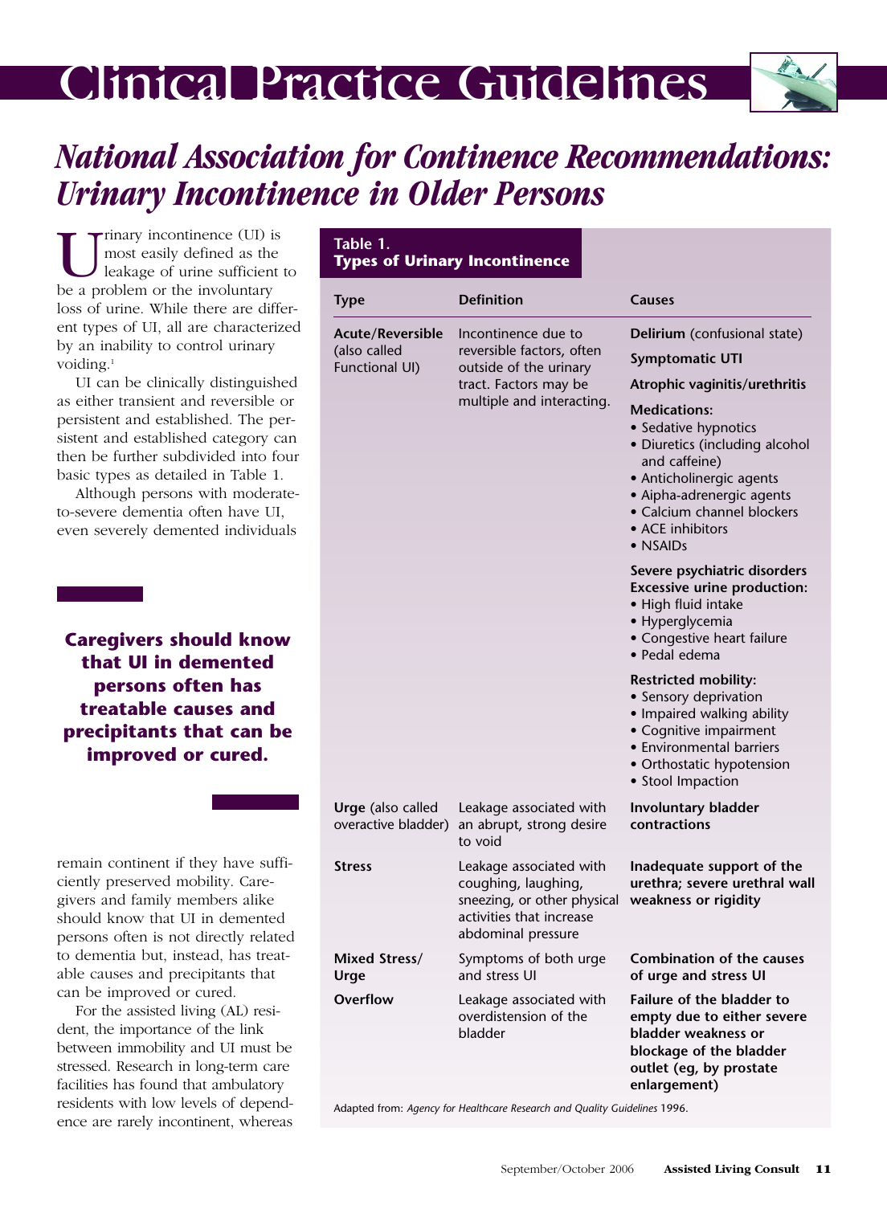# Clinical Practice Guidelines

## *National Association for Continence Recommendations: Urinary Incontinence in Older Persons*

Urinary incontinence (UI) is most easily defined as the leakage of urine sufficient to be a problem or the involuntary loss of urine. While there are different types of UI, all are characterized by an inability to control urinary voiding.[1]

UI can be clinically distinguished as either transient and reversible or persistent and established. The persistent and established category can then be further subdivided into four basic types as detailed in Table 1.

Although persons with moderate-to-severe dementia often have UI, even severely demented individuals remain continent if they have sufficiently preserved mobility. Caregivers and family members alike should know that UI in demented persons often is not directly related to dementia but, instead, has treatable causes and precipitants that can be improved or cured.

**Caregivers should know that UI in demented persons often has treatable causes and precipitants that can be improved or cured.**

For the assisted living (AL) resident, the importance of the link between immobility and UI must be stressed. Research in long-term care facilities has found that ambulatory residents with low levels of dependence are rarely incontinent, whereas

**Table 1. Types of Urinary Incontinence**

| Type | Definition | Causes |
|---|---|---|
| **Acute/Reversible** (also called Functional UI) | Incontinence due to reversible factors, often outside of the urinary tract. Factors may be multiple and interacting. | **Delirium** (confusional state)<br>**Symptomatic UTI**<br>**Atrophic vaginitis/urethritis**<br>**Medications:**<br>• Sedative hypnotics<br>• Diuretics (including alcohol and caffeine)<br>• Anticholinergic agents<br>• Aipha-adrenergic agents<br>• Calcium channel blockers<br>• ACE inhibitors<br>• NSAIDs<br>**Severe psychiatric disorders**<br>**Excessive urine production:**<br>• High fluid intake<br>• Hyperglycemia<br>• Congestive heart failure<br>• Pedal edema<br>**Restricted mobility:**<br>• Sensory deprivation<br>• Impaired walking ability<br>• Cognitive impairment<br>• Environmental barriers<br>• Orthostatic hypotension<br>• Stool Impaction |
| **Urge** (also called overactive bladder) | Leakage associated with an abrupt, strong desire to void | **Involuntary bladder contractions** |
| **Stress** | Leakage associated with coughing, laughing, sneezing, or other physical activities that increase abdominal pressure | **Inadequate support of the urethra; severe urethral wall weakness or rigidity** |
| **Mixed Stress/ Urge** | Symptoms of both urge and stress UI | **Combination of the causes of urge and stress UI** |
| **Overflow** | Leakage associated with overdistension of the bladder | **Failure of the bladder to empty due to either severe bladder weakness or blockage of the bladder outlet (eg, by prostate enlargement)** |

Adapted from: *Agency for Healthcare Research and Quality Guidelines* 1996.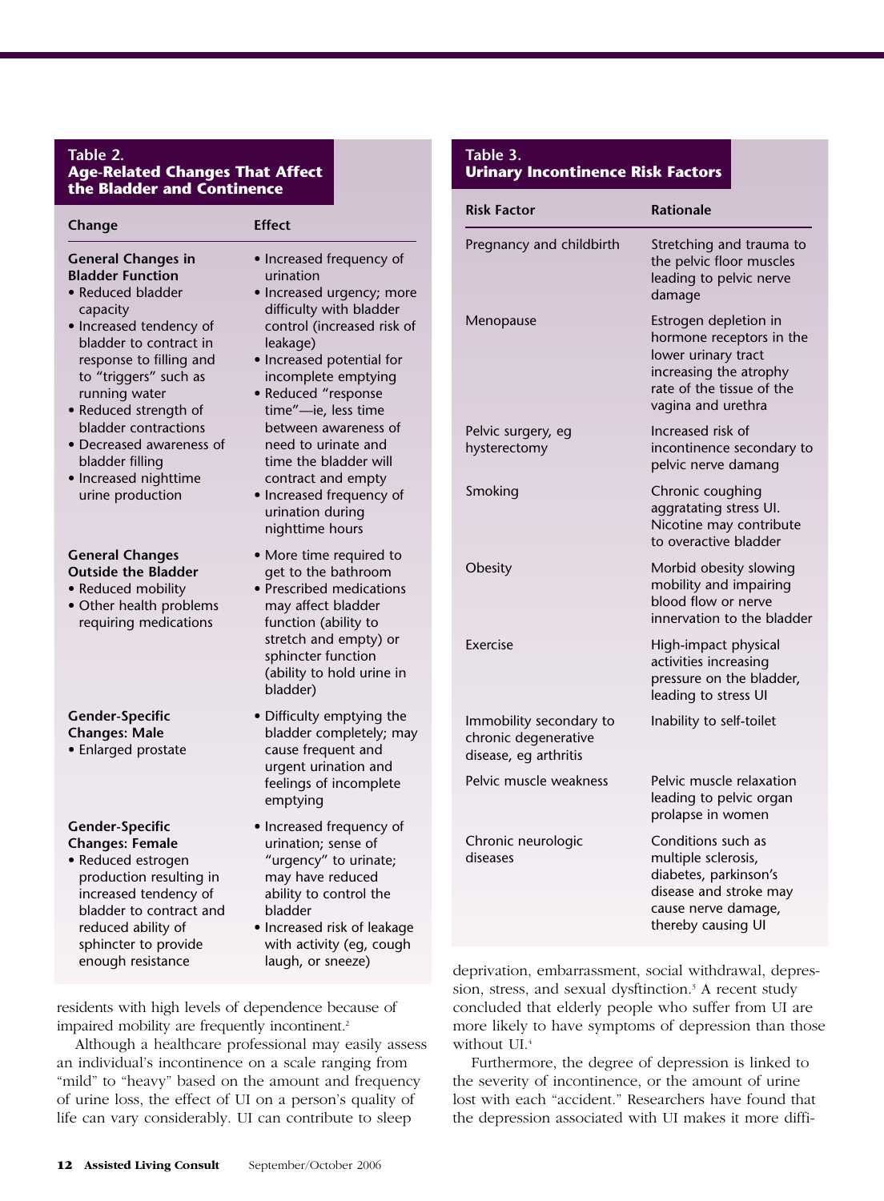**Table 2. Age-Related Changes That Affect the Bladder and Continence**

| Change | Effect |
|---|---|
| **General Changes in Bladder Function**<br>• Reduced bladder capacity<br>• Increased tendency of bladder to contract in response to filling and to "triggers" such as running water<br>• Reduced strength of bladder contractions<br>• Decreased awareness of bladder filling<br>• Increased nighttime urine production | • Increased frequency of urination<br>• Increased urgency; more difficulty with bladder control (increased risk of leakage)<br>• Increased potential for incomplete emptying<br>• Reduced "response time"—ie, less time between awareness of need to urinate and time the bladder will contract and empty<br>• Increased frequency of urination during nighttime hours |
| **General Changes Outside the Bladder**<br>• Reduced mobility<br>• Other health problems requiring medications | • More time required to get to the bathroom<br>• Prescribed medications may affect bladder function (ability to stretch and empty) or sphincter function (ability to hold urine in bladder) |
| **Gender-Specific Changes: Male**<br>• Enlarged prostate | • Difficulty emptying the bladder completely; may cause frequent and urgent urination and feelings of incomplete emptying |
| **Gender-Specific Changes: Female**<br>• Reduced estrogen production resulting in increased tendency of bladder to contract and reduced ability of sphincter to provide enough resistance | • Increased frequency of urination; sense of "urgency" to urinate; may have reduced ability to control the bladder<br>• Increased risk of leakage with activity (eg, cough laugh, or sneeze) |

residents with high levels of dependence because of impaired mobility are frequently incontinent.[2]

Although a healthcare professional may easily assess an individual's incontinence on a scale ranging from "mild" to "heavy" based on the amount and frequency of urine loss, the effect of UI on a person's quality of life can vary considerably. UI can contribute to sleep

**Table 3. Urinary Incontinence Risk Factors**

| Risk Factor | Rationale |
|---|---|
| Pregnancy and childbirth | Stretching and trauma to the pelvic floor muscles leading to pelvic nerve damage |
| Menopause | Estrogen depletion in hormone receptors in the lower urinary tract increasing the atrophy rate of the tissue of the vagina and urethra |
| Pelvic surgery, eg hysterectomy | Increased risk of incontinence secondary to pelvic nerve damang |
| Smoking | Chronic coughing aggratating stress UI. Nicotine may contribute to overactive bladder |
| Obesity | Morbid obesity slowing mobility and impairing blood flow or nerve innervation to the bladder |
| Exercise | High-impact physical activities increasing pressure on the bladder, leading to stress UI |
| Immobility secondary to chronic degenerative disease, eg arthritis | Inability to self-toilet |
| Pelvic muscle weakness | Pelvic muscle relaxation leading to pelvic organ prolapse in women |
| Chronic neurologic diseases | Conditions such as multiple sclerosis, diabetes, parkinson's disease and stroke may cause nerve damage, thereby causing UI |

deprivation, embarrassment, social withdrawal, depression, stress, and sexual dysftinction.[3] A recent study concluded that elderly people who suffer from UI are more likely to have symptoms of depression than those without UI.[4]

Furthermore, the degree of depression is linked to the severity of incontinence, or the amount of urine lost with each "accident." Researchers have found that the depression associated with UI makes it more diffi-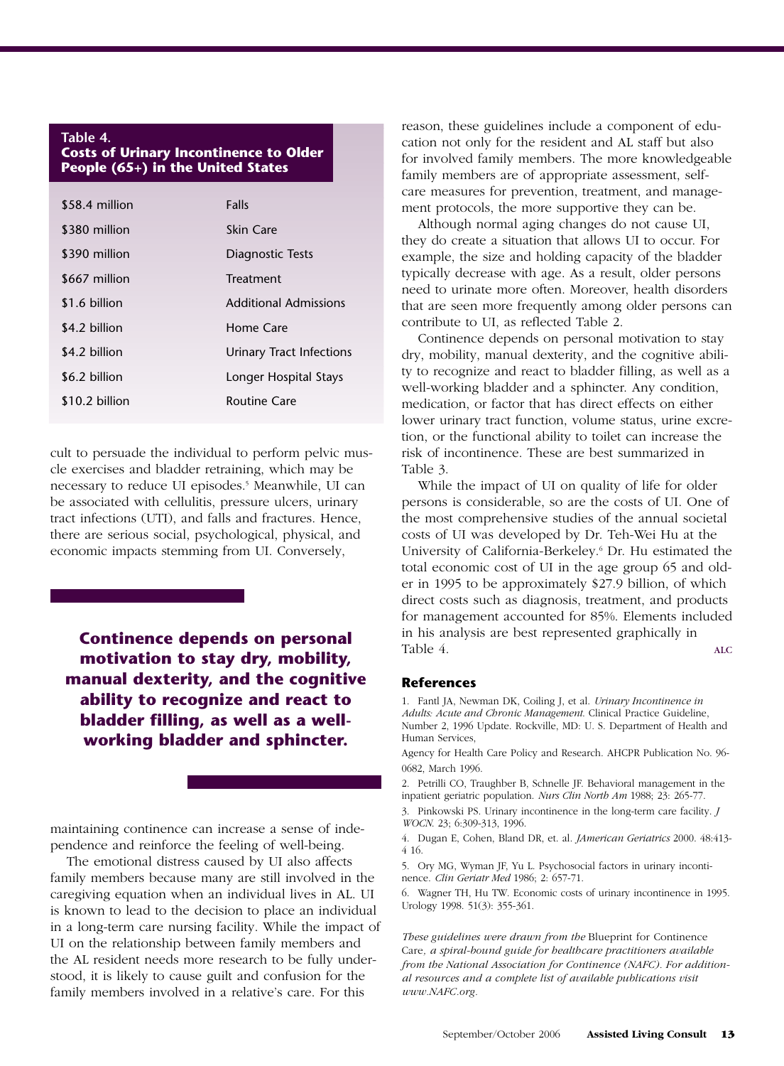**Table 4.**
**Costs of Urinary Incontinence to Older People (65+) in the United States**

| | |
|---|---|
| $58.4 million | Falls |
| $380 million | Skin Care |
| $390 million | Diagnostic Tests |
| $667 million | Treatment |
| $1.6 billion | Additional Admissions |
| $4.2 billion | Home Care |
| $4.2 billion | Urinary Tract Infections |
| $6.2 billion | Longer Hospital Stays |
| $10.2 billion | Routine Care |

cult to persuade the individual to perform pelvic muscle exercises and bladder retraining, which may be necessary to reduce UI episodes.[5] Meanwhile, UI can be associated with cellulitis, pressure ulcers, urinary tract infections (UTI), and falls and fractures. Hence, there are serious social, psychological, physical, and economic impacts stemming from UI. Conversely, maintaining continence can increase a sense of independence and reinforce the feeling of well-being.

**Continence depends on personal motivation to stay dry, mobility, manual dexterity, and the cognitive ability to recognize and react to bladder filling, as well as a well-working bladder and sphincter.**

The emotional distress caused by UI also affects family members because many are still involved in the caregiving equation when an individual lives in AL. UI is known to lead to the decision to place an individual in a long-term care nursing facility. While the impact of UI on the relationship between family members and the AL resident needs more research to be fully understood, it is likely to cause guilt and confusion for the family members involved in a relative's care. For this reason, these guidelines include a component of education not only for the resident and AL staff but also for involved family members. The more knowledgeable family members are of appropriate assessment, self-care measures for prevention, treatment, and management protocols, the more supportive they can be.

Although normal aging changes do not cause UI, they do create a situation that allows UI to occur. For example, the size and holding capacity of the bladder typically decrease with age. As a result, older persons need to urinate more often. Moreover, health disorders that are seen more frequently among older persons can contribute to UI, as reflected Table 2.

Continence depends on personal motivation to stay dry, mobility, manual dexterity, and the cognitive ability to recognize and react to bladder filling, as well as a well-working bladder and a sphincter. Any condition, medication, or factor that has direct effects on either lower urinary tract function, volume status, urine excretion, or the functional ability to toilet can increase the risk of incontinence. These are best summarized in Table 3.

While the impact of UI on quality of life for older persons is considerable, so are the costs of UI. One of the most comprehensive studies of the annual societal costs of UI was developed by Dr. Teh-Wei Hu at the University of California-Berkeley.[6] Dr. Hu estimated the total economic cost of UI in the age group 65 and older in 1995 to be approximately $27.9 billion, of which direct costs such as diagnosis, treatment, and products for management accounted for 85%. Elements included in his analysis are best represented graphically in Table 4. ALC

## References

1. Fantl JA, Newman DK, Coiling J, et al. *Urinary Incontinence in Adults: Acute and Chronic Management.* Clinical Practice Guideline, Number 2, 1996 Update. Rockville, MD: U. S. Department of Health and Human Services, Agency for Health Care Policy and Research. AHCPR Publication No. 96-0682, March 1996.
2. Petrilli CO, Traughber B, Schnelle JF. Behavioral management in the inpatient geriatric population. *Nurs Clin North Am* 1988; 23: 265-77.
3. Pinkowski PS. Urinary incontinence in the long-term care facility. *J WOCN.* 23; 6:309-313, 1996.
4. Dugan E, Cohen, Bland DR, et. al. *JAmerican Geriatrics* 2000. 48:413-4 16.
5. Ory MG, Wyman JF, Yu L. Psychosocial factors in urinary incontinence. *Clin Geriatr Med* 1986; 2: 657-71.
6. Wagner TH, Hu TW. Economic costs of urinary incontinence in 1995. Urology 1998. 51(3): 355-361.

*These guidelines were drawn from the* Blueprint for Continence Care*, a spiral-bound guide for healthcare practitioners available from the National Association for Continence (NAFC). For additional resources and a complete list of available publications visit www.NAFC.org.*